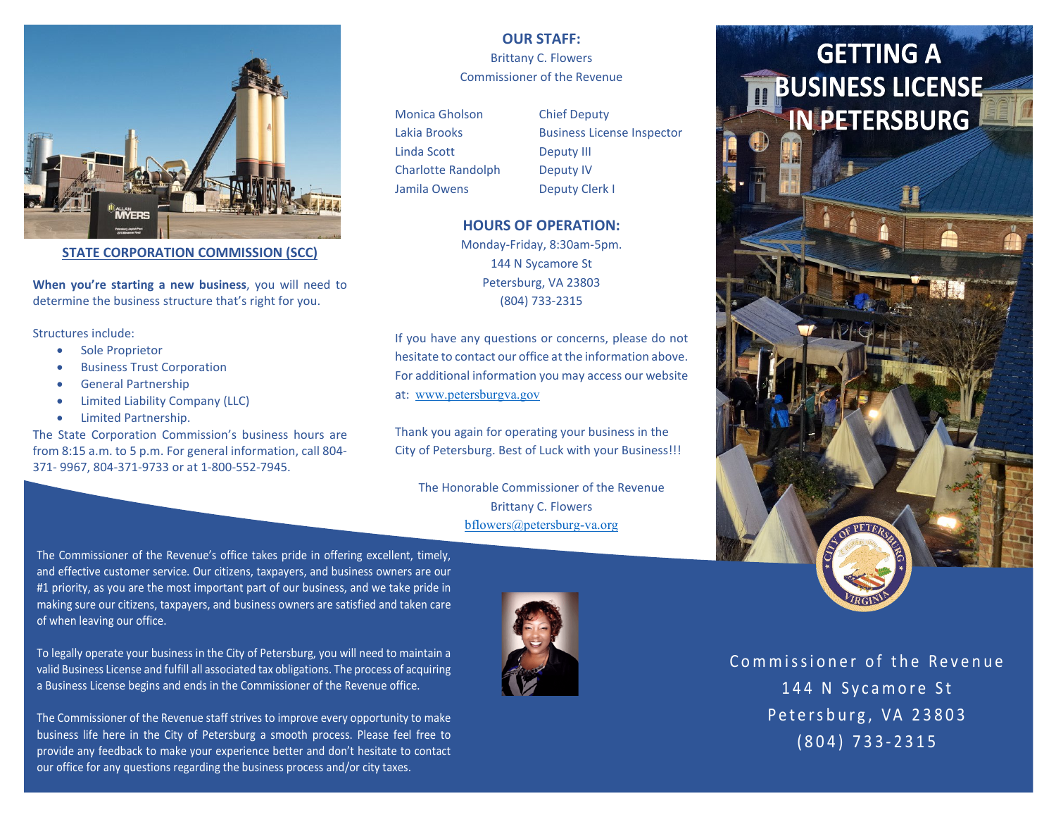## STATE CORPORATION COMMISSION (SCC)

**When you're starting a new business**, you will need to determine the business structure that's right for you.

Structures include:

- Sole Proprietor
- Business Trust Corporation
- General Partnership
- Limited Liability Company (LLC)
- Limited Partnership.

The State Corporation Commission's business hours are from 8:15 a.m. to 5 p.m. For general information, call 804-371- 9967, 804-371-9733 or at 1-800-552-7945.

The Commissioner of the Revenue's office takes pride in offering excellent, timely, and effective customer service. Our citizens, taxpayers, and business owners are our #1 priority, as you are the most important part of our business, and we take pride in making sure our citizens, taxpayers, and business owners are satisfied and taken care of when leaving our office.

To legally operate your business in the City of Petersburg, you will need to maintain a valid Business License and fulfill all associated tax obligations. The process of acquiring a Business License begins and ends in the Commissioner of the Revenue office.

The Commissioner of the Revenue staff strives to improve every opportunity to make business life here in the City of Petersburg a smooth process. Please feel free to provide any feedback to make your experience better and don't hesitate to contact our office for any questions regarding the business process and/or city taxes.

## OUR STAFF:

Brittany C. Flowers
Commissioner of the Revenue

| | |
|---|---|
| Monica Gholson | Chief Deputy |
| Lakia Brooks | Business License Inspector |
| Linda Scott | Deputy III |
| Charlotte Randolph | Deputy IV |
| Jamila Owens | Deputy Clerk I |

## HOURS OF OPERATION:

Monday-Friday, 8:30am-5pm.
144 N Sycamore St
Petersburg, VA 23803
(804) 733-2315

If you have any questions or concerns, please do not hesitate to contact our office at the information above. For additional information you may access our website at: www.petersburgva.gov

Thank you again for operating your business in the City of Petersburg. Best of Luck with your Business!!!

The Honorable Commissioner of the Revenue
Brittany C. Flowers
bflowers@petersburg-va.org

# GETTING A BUSINESS LICENSE IN PETERSBURG

Commissioner of the Revenue
144 N Sycamore St
Petersburg, VA 23803
(804) 733-2315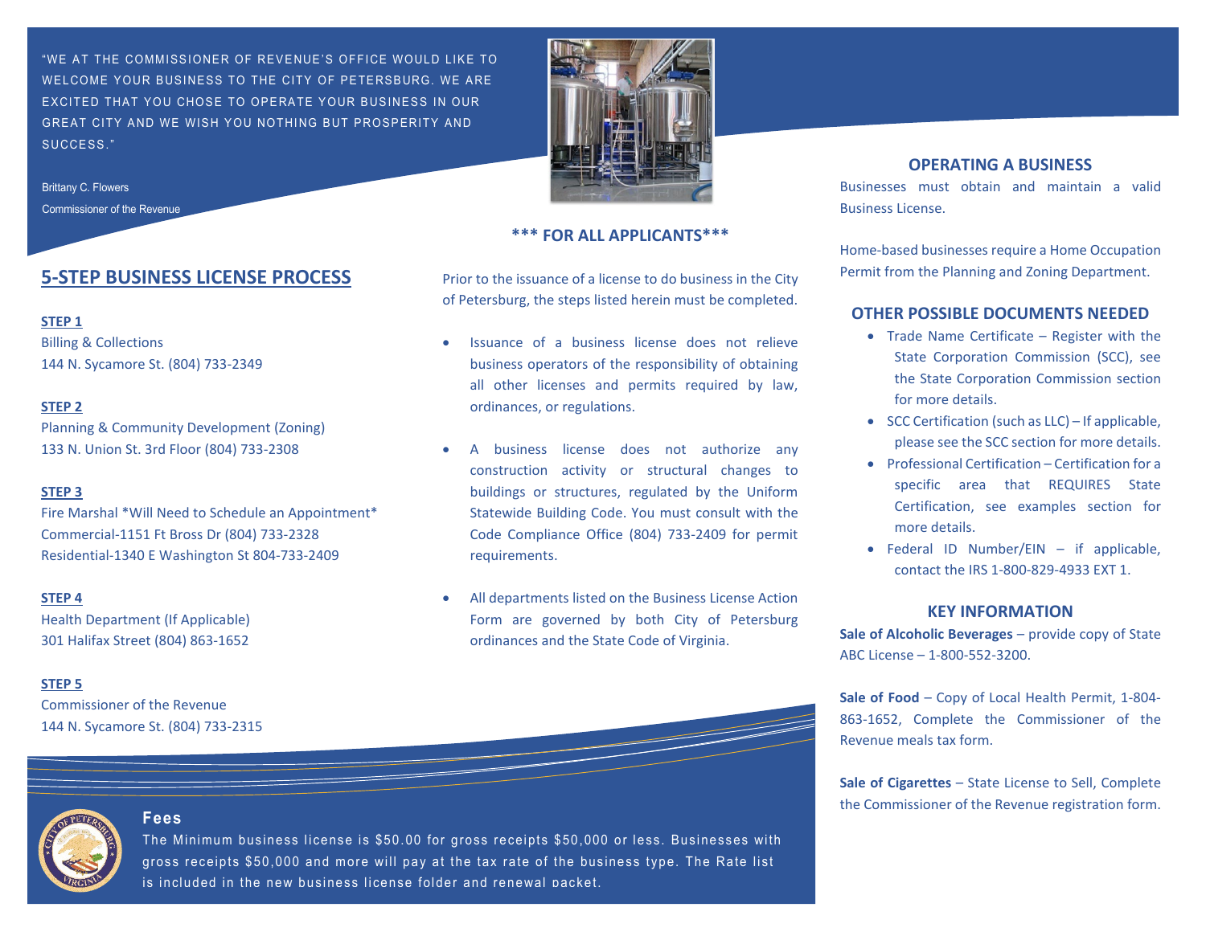"WE AT THE COMMISSIONER OF REVENUE'S OFFICE WOULD LIKE TO WELCOME YOUR BUSINESS TO THE CITY OF PETERSBURG. WE ARE EXCITED THAT YOU CHOSE TO OPERATE YOUR BUSINESS IN OUR GREAT CITY AND WE WISH YOU NOTHING BUT PROSPERITY AND SUCCESS."

Brittany C. Flowers
Commissioner of the Revenue

## 5-STEP BUSINESS LICENSE PROCESS

**STEP 1**
Billing & Collections
144 N. Sycamore St. (804) 733-2349

**STEP 2**
Planning & Community Development (Zoning)
133 N. Union St. 3rd Floor (804) 733-2308

**STEP 3**
Fire Marshal *Will Need to Schedule an Appointment*
Commercial-1151 Ft Bross Dr (804) 733-2328
Residential-1340 E Washington St 804-733-2409

**STEP 4**
Health Department (If Applicable)
301 Halifax Street (804) 863-1652

**STEP 5**
Commissioner of the Revenue
144 N. Sycamore St. (804) 733-2315

## *** FOR ALL APPLICANTS***

Prior to the issuance of a license to do business in the City of Petersburg, the steps listed herein must be completed.

- Issuance of a business license does not relieve business operators of the responsibility of obtaining all other licenses and permits required by law, ordinances, or regulations.
- A business license does not authorize any construction activity or structural changes to buildings or structures, regulated by the Uniform Statewide Building Code. You must consult with the Code Compliance Office (804) 733-2409 for permit requirements.
- All departments listed on the Business License Action Form are governed by both City of Petersburg ordinances and the State Code of Virginia.

### Fees

The Minimum business license is $50.00 for gross receipts $50,000 or less. Businesses with gross receipts $50,000 and more will pay at the tax rate of the business type. The Rate list is included in the new business license folder and renewal packet.

## OPERATING A BUSINESS

Businesses must obtain and maintain a valid Business License.

Home-based businesses require a Home Occupation Permit from the Planning and Zoning Department.

## OTHER POSSIBLE DOCUMENTS NEEDED

- Trade Name Certificate – Register with the State Corporation Commission (SCC), see the State Corporation Commission section for more details.
- SCC Certification (such as LLC) – If applicable, please see the SCC section for more details.
- Professional Certification – Certification for a specific area that REQUIRES State Certification, see examples section for more details.
- Federal ID Number/EIN – if applicable, contact the IRS 1-800-829-4933 EXT 1.

## KEY INFORMATION

**Sale of Alcoholic Beverages** – provide copy of State ABC License – 1-800-552-3200.

**Sale of Food** – Copy of Local Health Permit, 1-804-863-1652, Complete the Commissioner of the Revenue meals tax form.

**Sale of Cigarettes** – State License to Sell, Complete the Commissioner of the Revenue registration form.